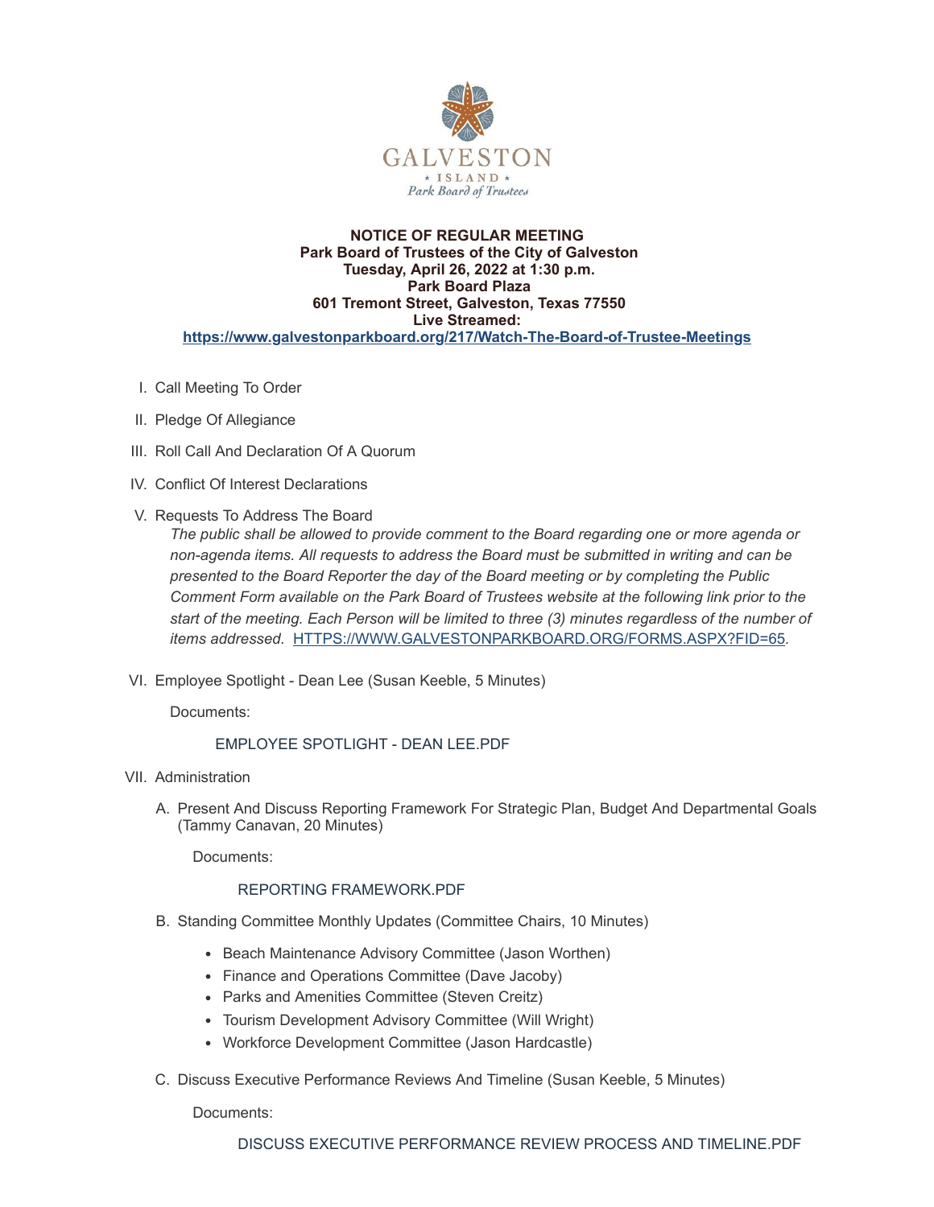GALVESTON
★ ISLAND ★
*Park Board of Trustees*

**NOTICE OF REGULAR MEETING**
**Park Board of Trustees of the City of Galveston**
**Tuesday, April 26, 2022 at 1:30 p.m.**
**Park Board Plaza**
**601 Tremont Street, Galveston, Texas 77550**
**Live Streamed:**
**https://www.galvestonparkboard.org/217/Watch-The-Board-of-Trustee-Meetings**

I. Call Meeting To Order

II. Pledge Of Allegiance

III. Roll Call And Declaration Of A Quorum

IV. Conflict Of Interest Declarations

V. Requests To Address The Board

*The public shall be allowed to provide comment to the Board regarding one or more agenda or non-agenda items. All requests to address the Board must be submitted in writing and can be presented to the Board Reporter the day of the Board meeting or by completing the Public Comment Form available on the Park Board of Trustees website at the following link prior to the start of the meeting. Each Person will be limited to three (3) minutes regardless of the number of items addressed.* HTTPS://WWW.GALVESTONPARKBOARD.ORG/FORMS.ASPX?FID=65.

VI. Employee Spotlight - Dean Lee (Susan Keeble, 5 Minutes)

Documents:

EMPLOYEE SPOTLIGHT - DEAN LEE.PDF

VII. Administration

A. Present And Discuss Reporting Framework For Strategic Plan, Budget And Departmental Goals (Tammy Canavan, 20 Minutes)

Documents:

REPORTING FRAMEWORK.PDF

B. Standing Committee Monthly Updates (Committee Chairs, 10 Minutes)

- Beach Maintenance Advisory Committee (Jason Worthen)
- Finance and Operations Committee (Dave Jacoby)
- Parks and Amenities Committee (Steven Creitz)
- Tourism Development Advisory Committee (Will Wright)
- Workforce Development Committee (Jason Hardcastle)

C. Discuss Executive Performance Reviews And Timeline (Susan Keeble, 5 Minutes)

Documents:

DISCUSS EXECUTIVE PERFORMANCE REVIEW PROCESS AND TIMELINE.PDF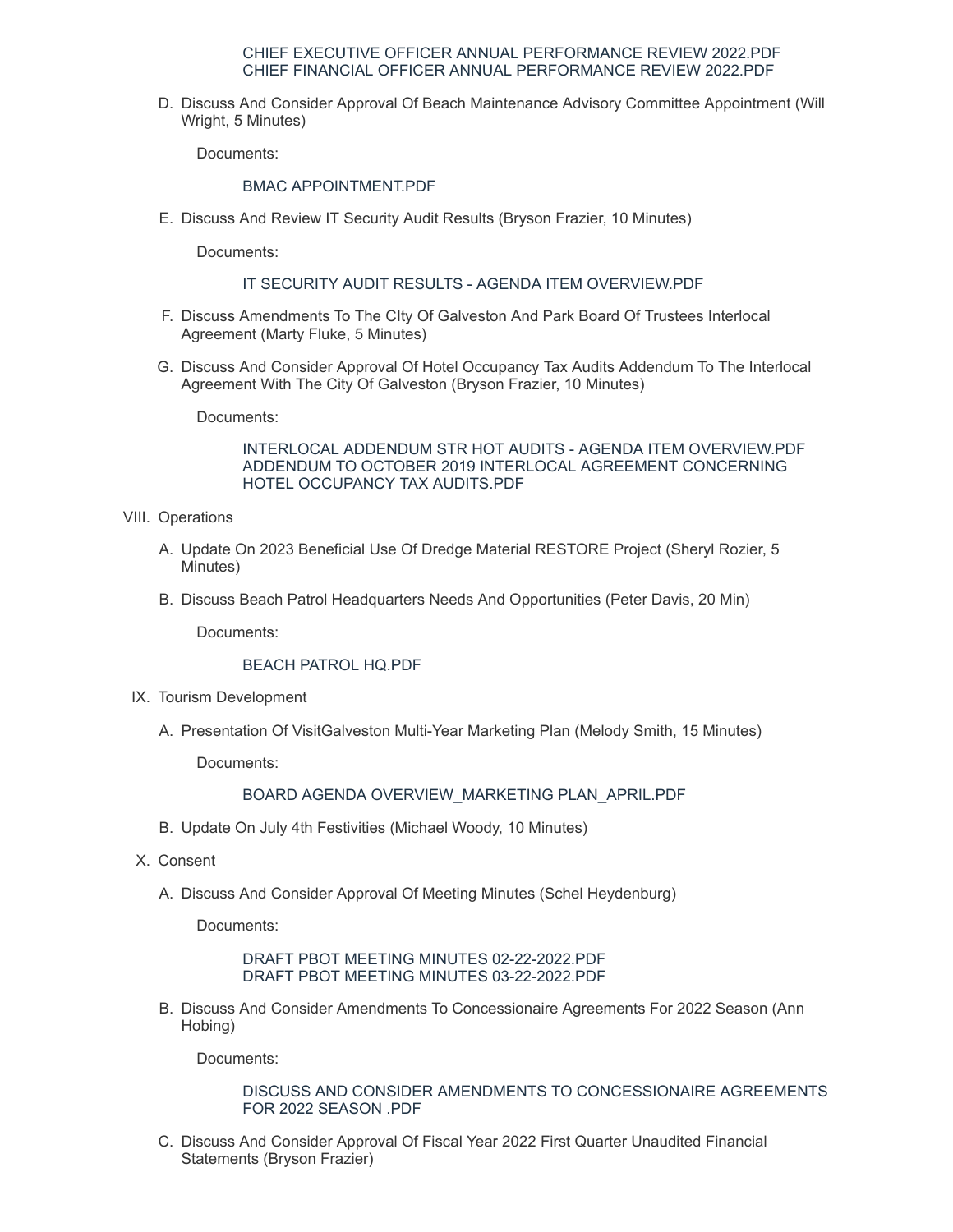CHIEF EXECUTIVE OFFICER ANNUAL PERFORMANCE REVIEW 2022.PDF
CHIEF FINANCIAL OFFICER ANNUAL PERFORMANCE REVIEW 2022.PDF

D. Discuss And Consider Approval Of Beach Maintenance Advisory Committee Appointment (Will Wright, 5 Minutes)

Documents:

BMAC APPOINTMENT.PDF

E. Discuss And Review IT Security Audit Results (Bryson Frazier, 10 Minutes)

Documents:

IT SECURITY AUDIT RESULTS - AGENDA ITEM OVERVIEW.PDF

F. Discuss Amendments To The CIty Of Galveston And Park Board Of Trustees Interlocal Agreement (Marty Fluke, 5 Minutes)

G. Discuss And Consider Approval Of Hotel Occupancy Tax Audits Addendum To The Interlocal Agreement With The City Of Galveston (Bryson Frazier, 10 Minutes)

Documents:

INTERLOCAL ADDENDUM STR HOT AUDITS - AGENDA ITEM OVERVIEW.PDF
ADDENDUM TO OCTOBER 2019 INTERLOCAL AGREEMENT CONCERNING HOTEL OCCUPANCY TAX AUDITS.PDF

VIII. Operations

A. Update On 2023 Beneficial Use Of Dredge Material RESTORE Project (Sheryl Rozier, 5 Minutes)

B. Discuss Beach Patrol Headquarters Needs And Opportunities (Peter Davis, 20 Min)

Documents:

BEACH PATROL HQ.PDF

IX. Tourism Development

A. Presentation Of VisitGalveston Multi-Year Marketing Plan (Melody Smith, 15 Minutes)

Documents:

BOARD AGENDA OVERVIEW_MARKETING PLAN_APRIL.PDF

B. Update On July 4th Festivities (Michael Woody, 10 Minutes)

X. Consent

A. Discuss And Consider Approval Of Meeting Minutes (Schel Heydenburg)

Documents:

DRAFT PBOT MEETING MINUTES 02-22-2022.PDF
DRAFT PBOT MEETING MINUTES 03-22-2022.PDF

B. Discuss And Consider Amendments To Concessionaire Agreements For 2022 Season (Ann Hobing)

Documents:

DISCUSS AND CONSIDER AMENDMENTS TO CONCESSIONAIRE AGREEMENTS FOR 2022 SEASON .PDF

C. Discuss And Consider Approval Of Fiscal Year 2022 First Quarter Unaudited Financial Statements (Bryson Frazier)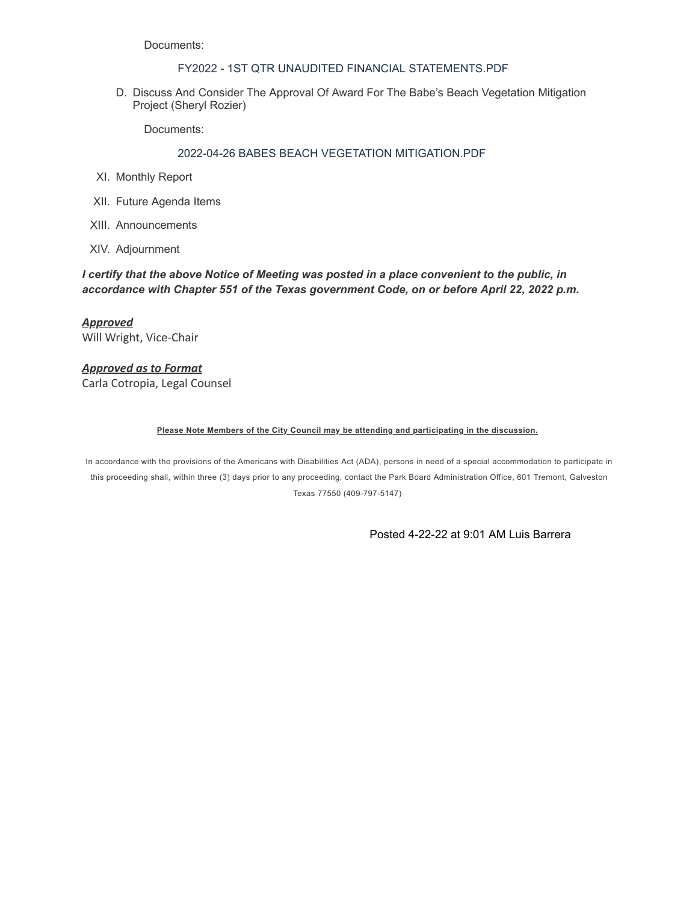Documents:

FY2022 - 1ST QTR UNAUDITED FINANCIAL STATEMENTS.PDF

D. Discuss And Consider The Approval Of Award For The Babe's Beach Vegetation Mitigation Project (Sheryl Rozier)

Documents:

2022-04-26 BABES BEACH VEGETATION MITIGATION.PDF

XI. Monthly Report

XII. Future Agenda Items

XIII. Announcements

XIV. Adjournment

***I certify that the above Notice of Meeting was posted in a place convenient to the public, in accordance with Chapter 551 of the Texas government Code, on or before April 22, 2022 p.m.***

***Approved***
Will Wright, Vice-Chair

***Approved as to Format***
Carla Cotropia, Legal Counsel

**Please Note Members of the City Council may be attending and participating in the discussion.**

In accordance with the provisions of the Americans with Disabilities Act (ADA), persons in need of a special accommodation to participate in this proceeding shall, within three (3) days prior to any proceeding, contact the Park Board Administration Office, 601 Tremont, Galveston Texas 77550 (409-797-5147)

Posted 4-22-22 at 9:01 AM Luis Barrera